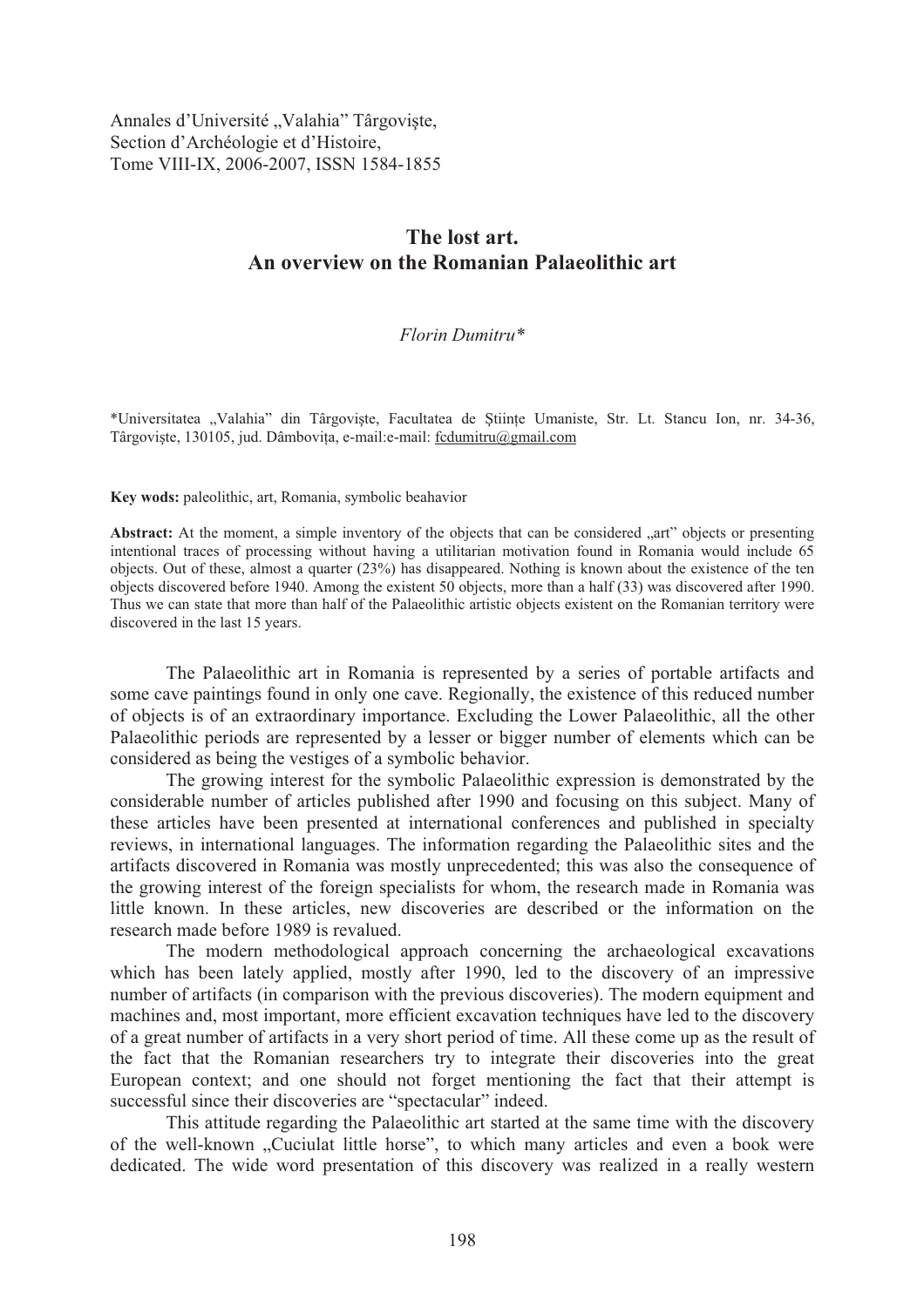Annales d'Université „Valahia" Târgovişte,
Section d'Archéologie et d'Histoire,
Tome VIII-IX, 2006-2007, ISSN 1584-1855

# The lost art. An overview on the Romanian Palaeolithic art

*Florin Dumitru**

*Universitatea „Valahia" din Târgovişte, Facultatea de Ştiinţe Umaniste, Str. Lt. Stancu Ion, nr. 34-36, Târgovişte, 130105, jud. Dâmboviţa, e-mail:e-mail: fcdumitru@gmail.com

**Key wods:** paleolithic, art, Romania, symbolic beahavior

**Abstract:** At the moment, a simple inventory of the objects that can be considered „art" objects or presenting intentional traces of processing without having a utilitarian motivation found in Romania would include 65 objects. Out of these, almost a quarter (23%) has disappeared. Nothing is known about the existence of the ten objects discovered before 1940. Among the existent 50 objects, more than a half (33) was discovered after 1990. Thus we can state that more than half of the Palaeolithic artistic objects existent on the Romanian territory were discovered in the last 15 years.

The Palaeolithic art in Romania is represented by a series of portable artifacts and some cave paintings found in only one cave. Regionally, the existence of this reduced number of objects is of an extraordinary importance. Excluding the Lower Palaeolithic, all the other Palaeolithic periods are represented by a lesser or bigger number of elements which can be considered as being the vestiges of a symbolic behavior.

The growing interest for the symbolic Palaeolithic expression is demonstrated by the considerable number of articles published after 1990 and focusing on this subject. Many of these articles have been presented at international conferences and published in specialty reviews, in international languages. The information regarding the Palaeolithic sites and the artifacts discovered in Romania was mostly unprecedented; this was also the consequence of the growing interest of the foreign specialists for whom, the research made in Romania was little known. In these articles, new discoveries are described or the information on the research made before 1989 is revalued.

The modern methodological approach concerning the archaeological excavations which has been lately applied, mostly after 1990, led to the discovery of an impressive number of artifacts (in comparison with the previous discoveries). The modern equipment and machines and, most important, more efficient excavation techniques have led to the discovery of a great number of artifacts in a very short period of time. All these come up as the result of the fact that the Romanian researchers try to integrate their discoveries into the great European context; and one should not forget mentioning the fact that their attempt is successful since their discoveries are "spectacular" indeed.

This attitude regarding the Palaeolithic art started at the same time with the discovery of the well-known „Cuciulat little horse", to which many articles and even a book were dedicated. The wide word presentation of this discovery was realized in a really western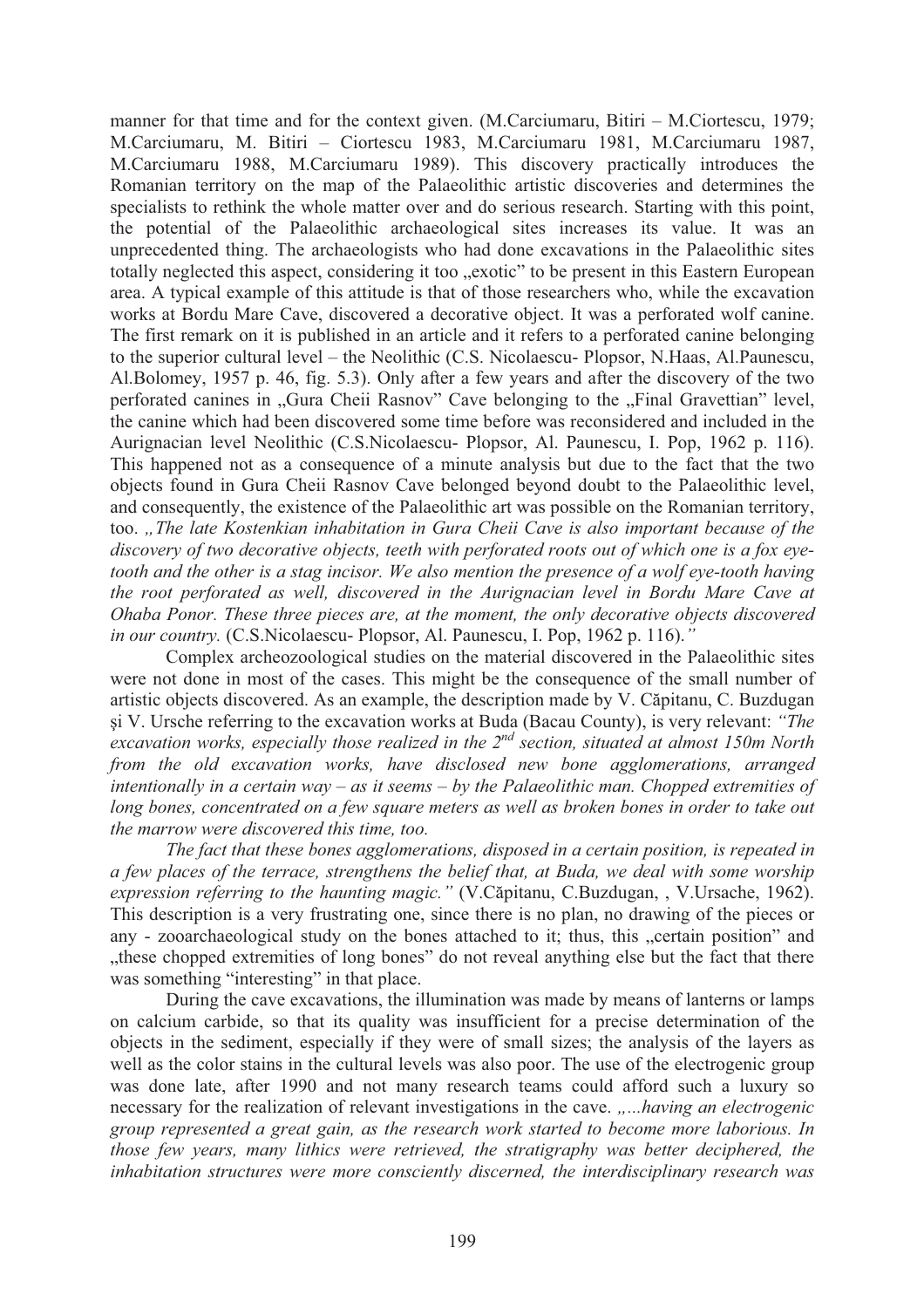manner for that time and for the context given. (M.Carciumaru, Bitiri – M.Ciortescu, 1979; M.Carciumaru, M. Bitiri – Ciortescu 1983, M.Carciumaru 1981, M.Carciumaru 1987, M.Carciumaru 1988, M.Carciumaru 1989). This discovery practically introduces the Romanian territory on the map of the Palaeolithic artistic discoveries and determines the specialists to rethink the whole matter over and do serious research. Starting with this point, the potential of the Palaeolithic archaeological sites increases its value. It was an unprecedented thing. The archaeologists who had done excavations in the Palaeolithic sites totally neglected this aspect, considering it too „exotic" to be present in this Eastern European area. A typical example of this attitude is that of those researchers who, while the excavation works at Bordu Mare Cave, discovered a decorative object. It was a perforated wolf canine. The first remark on it is published in an article and it refers to a perforated canine belonging to the superior cultural level – the Neolithic (C.S. Nicolaescu- Plopsor, N.Haas, Al.Paunescu, Al.Bolomey, 1957 p. 46, fig. 5.3). Only after a few years and after the discovery of the two perforated canines in „Gura Cheii Rasnov" Cave belonging to the „Final Gravettian" level, the canine which had been discovered some time before was reconsidered and included in the Aurignacian level Neolithic (C.S.Nicolaescu- Plopsor, Al. Paunescu, I. Pop, 1962 p. 116). This happened not as a consequence of a minute analysis but due to the fact that the two objects found in Gura Cheii Rasnov Cave belonged beyond doubt to the Palaeolithic level, and consequently, the existence of the Palaeolithic art was possible on the Romanian territory, too. *„The late Kostenkian inhabitation in Gura Cheii Cave is also important because of the discovery of two decorative objects, teeth with perforated roots out of which one is a fox eye-tooth and the other is a stag incisor. We also mention the presence of a wolf eye-tooth having the root perforated as well, discovered in the Aurignacian level in Bordu Mare Cave at Ohaba Ponor. These three pieces are, at the moment, the only decorative objects discovered in our country.* (C.S.Nicolaescu- Plopsor, Al. Paunescu, I. Pop, 1962 p. 116).*"*

Complex archeozoological studies on the material discovered in the Palaeolithic sites were not done in most of the cases. This might be the consequence of the small number of artistic objects discovered. As an example, the description made by V. Căpitanu, C. Buzdugan și V. Ursche referring to the excavation works at Buda (Bacau County), is very relevant: *"The excavation works, especially those realized in the 2nd section, situated at almost 150m North from the old excavation works, have disclosed new bone agglomerations, arranged intentionally in a certain way – as it seems – by the Palaeolithic man. Chopped extremities of long bones, concentrated on a few square meters as well as broken bones in order to take out the marrow were discovered this time, too.*

*The fact that these bones agglomerations, disposed in a certain position, is repeated in a few places of the terrace, strengthens the belief that, at Buda, we deal with some worship expression referring to the haunting magic."* (V.Căpitanu, C.Buzdugan, , V.Ursache, 1962). This description is a very frustrating one, since there is no plan, no drawing of the pieces or any - zooarchaeological study on the bones attached to it; thus, this „certain position" and „these chopped extremities of long bones" do not reveal anything else but the fact that there was something "interesting" in that place.

During the cave excavations, the illumination was made by means of lanterns or lamps on calcium carbide, so that its quality was insufficient for a precise determination of the objects in the sediment, especially if they were of small sizes; the analysis of the layers as well as the color stains in the cultural levels was also poor. The use of the electrogenic group was done late, after 1990 and not many research teams could afford such a luxury so necessary for the realization of relevant investigations in the cave. *„...having an electrogenic group represented a great gain, as the research work started to become more laborious. In those few years, many lithics were retrieved, the stratigraphy was better deciphered, the inhabitation structures were more consciently discerned, the interdisciplinary research was*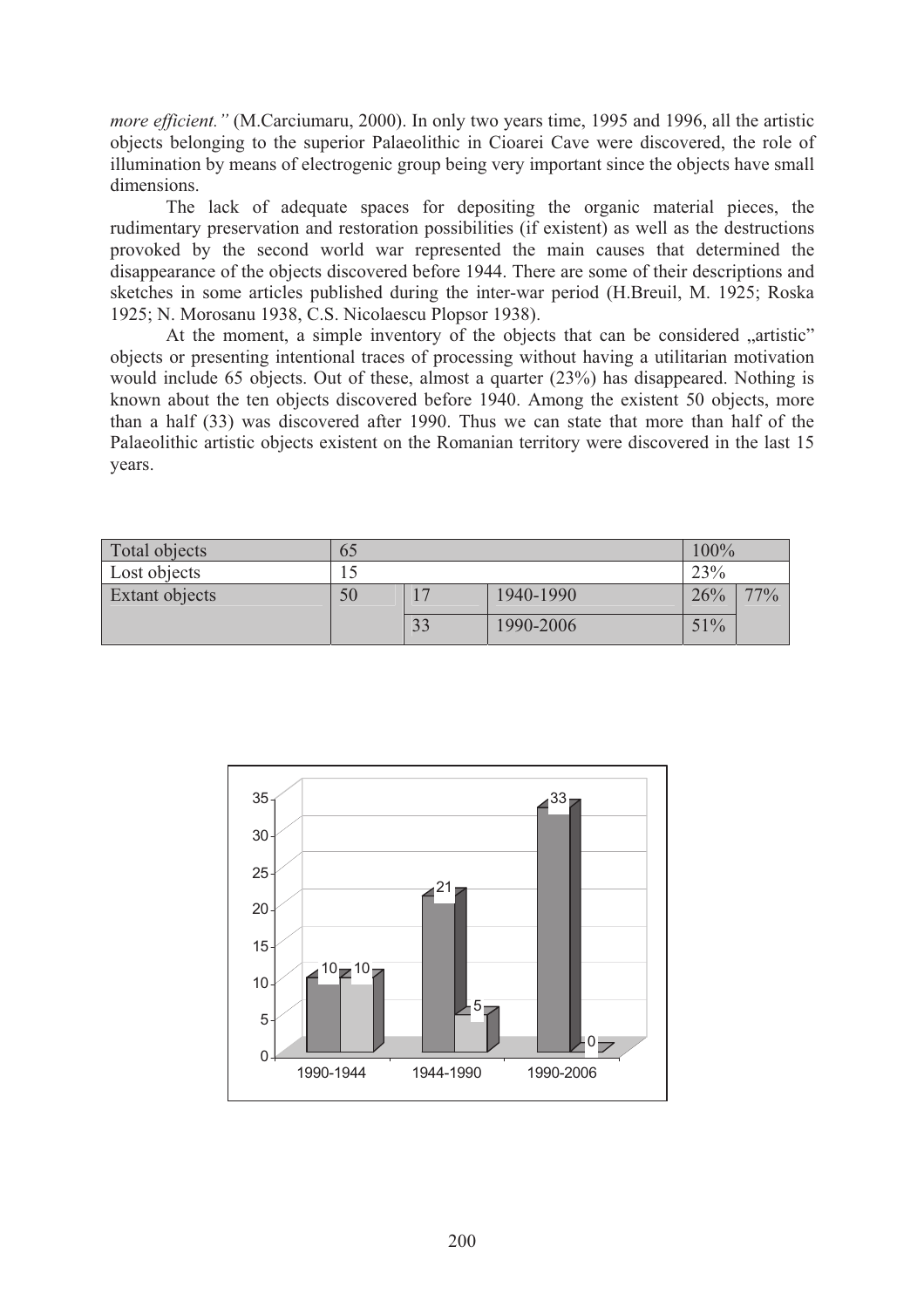*more efficient."* (M.Carciumaru, 2000). In only two years time, 1995 and 1996, all the artistic objects belonging to the superior Palaeolithic in Cioarei Cave were discovered, the role of illumination by means of electrogenic group being very important since the objects have small dimensions.

The lack of adequate spaces for depositing the organic material pieces, the rudimentary preservation and restoration possibilities (if existent) as well as the destructions provoked by the second world war represented the main causes that determined the disappearance of the objects discovered before 1944. There are some of their descriptions and sketches in some articles published during the inter-war period (H.Breuil, M. 1925; Roska 1925; N. Morosanu 1938, C.S. Nicolaescu Plopsor 1938).

At the moment, a simple inventory of the objects that can be considered „artistic" objects or presenting intentional traces of processing without having a utilitarian motivation would include 65 objects. Out of these, almost a quarter (23%) has disappeared. Nothing is known about the ten objects discovered before 1940. Among the existent 50 objects, more than a half (33) was discovered after 1990. Thus we can state that more than half of the Palaeolithic artistic objects existent on the Romanian territory were discovered in the last 15 years.

| Total objects | 65 | | | 100% | |
|---|---|---|---|---|---|
| Lost objects | 15 | | | 23% | |
| Extant objects | 50 | 17 | 1940-1990 | 26% | 77% |
| | | 33 | 1990-2006 | 51% | |

| | 1990-1944 | 1944-1990 | 1990-2006 |
|---|---|---|---|
| Series 1 | 10 | 21 | 33 |
| Series 2 | 10 | 5 | 0 |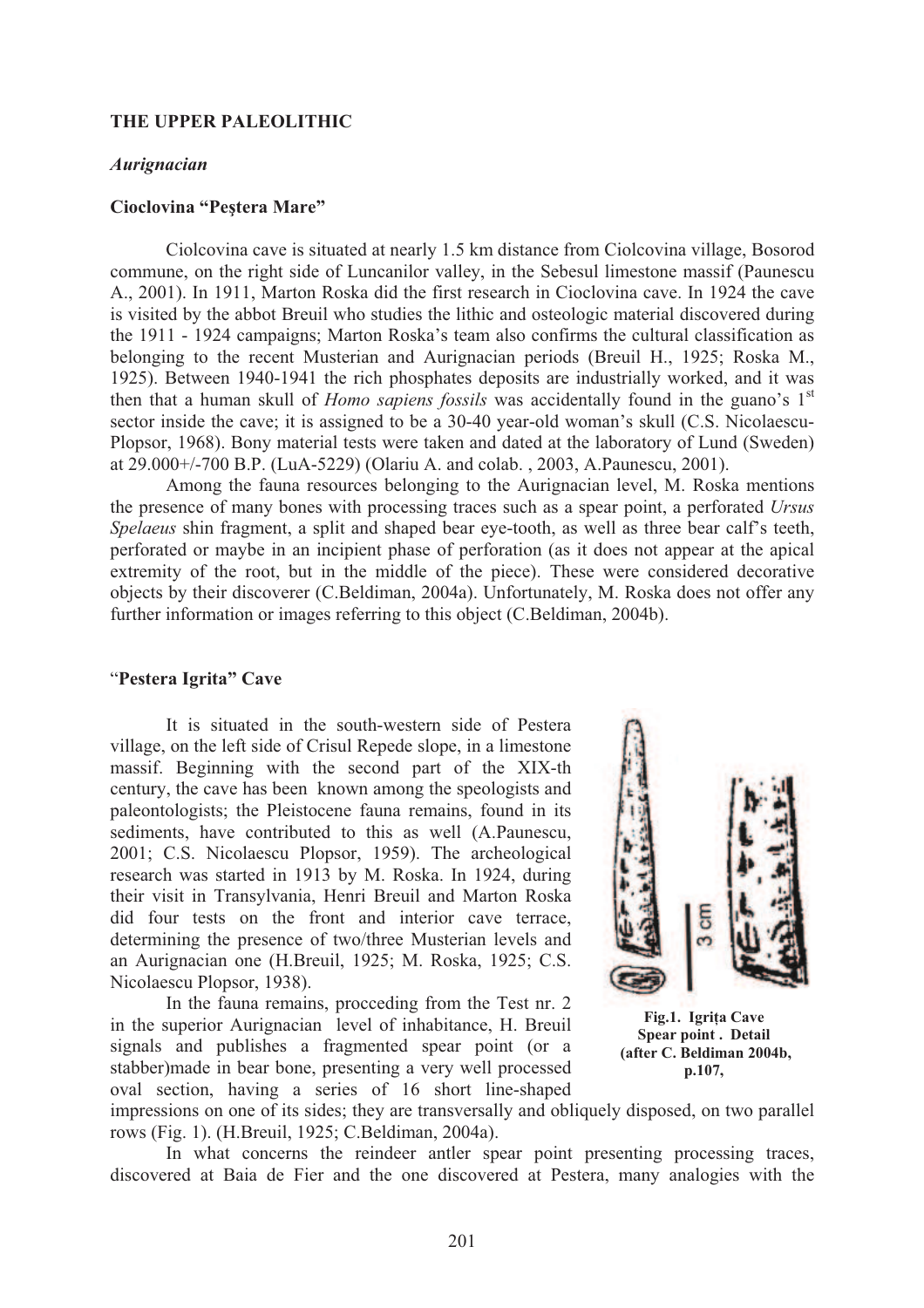## THE UPPER PALEOLITHIC

### *Aurignacian*

#### Cioclovina "Peştera Mare"

Ciolcovina cave is situated at nearly 1.5 km distance from Ciolcovina village, Bosorod commune, on the right side of Luncanilor valley, in the Sebesul limestone massif (Paunescu A., 2001). In 1911, Marton Roska did the first research in Cioclovina cave. In 1924 the cave is visited by the abbot Breuil who studies the lithic and osteologic material discovered during the 1911 - 1924 campaigns; Marton Roska's team also confirms the cultural classification as belonging to the recent Musterian and Aurignacian periods (Breuil H., 1925; Roska M., 1925). Between 1940-1941 the rich phosphates deposits are industrially worked, and it was then that a human skull of *Homo sapiens fossils* was accidentally found in the guano's 1st sector inside the cave; it is assigned to be a 30-40 year-old woman's skull (C.S. Nicolaescu-Plopsor, 1968). Bony material tests were taken and dated at the laboratory of Lund (Sweden) at 29.000+/-700 B.P. (LuA-5229) (Olariu A. and colab. , 2003, A.Paunescu, 2001).

Among the fauna resources belonging to the Aurignacian level, M. Roska mentions the presence of many bones with processing traces such as a spear point, a perforated *Ursus Spelaeus* shin fragment, a split and shaped bear eye-tooth, as well as three bear calf's teeth, perforated or maybe in an incipient phase of perforation (as it does not appear at the apical extremity of the root, but in the middle of the piece). These were considered decorative objects by their discoverer (C.Beldiman, 2004a). Unfortunately, M. Roska does not offer any further information or images referring to this object (C.Beldiman, 2004b).

#### "Pestera Igrita" Cave

It is situated in the south-western side of Pestera village, on the left side of Crisul Repede slope, in a limestone massif. Beginning with the second part of the XIX-th century, the cave has been known among the speologists and paleontologists; the Pleistocene fauna remains, found in its sediments, have contributed to this as well (A.Paunescu, 2001; C.S. Nicolaescu Plopsor, 1959). The archeological research was started in 1913 by M. Roska. In 1924, during their visit in Transylvania, Henri Breuil and Marton Roska did four tests on the front and interior cave terrace, determining the presence of two/three Musterian levels and an Aurignacian one (H.Breuil, 1925; M. Roska, 1925; C.S. Nicolaescu Plopsor, 1938).

In the fauna remains, procceding from the Test nr. 2 in the superior Aurignacian level of inhabitance, H. Breuil signals and publishes a fragmented spear point (or a stabber)made in bear bone, presenting a very well processed oval section, having a series of 16 short line-shaped impressions on one of its sides; they are transversally and obliquely disposed, on two parallel rows (Fig. 1). (H.Breuil, 1925; C.Beldiman, 2004a).

**Fig.1. Igriţa Cave Spear point . Detail (after C. Beldiman 2004b, p.107,**

In what concerns the reindeer antler spear point presenting processing traces, discovered at Baia de Fier and the one discovered at Pestera, many analogies with the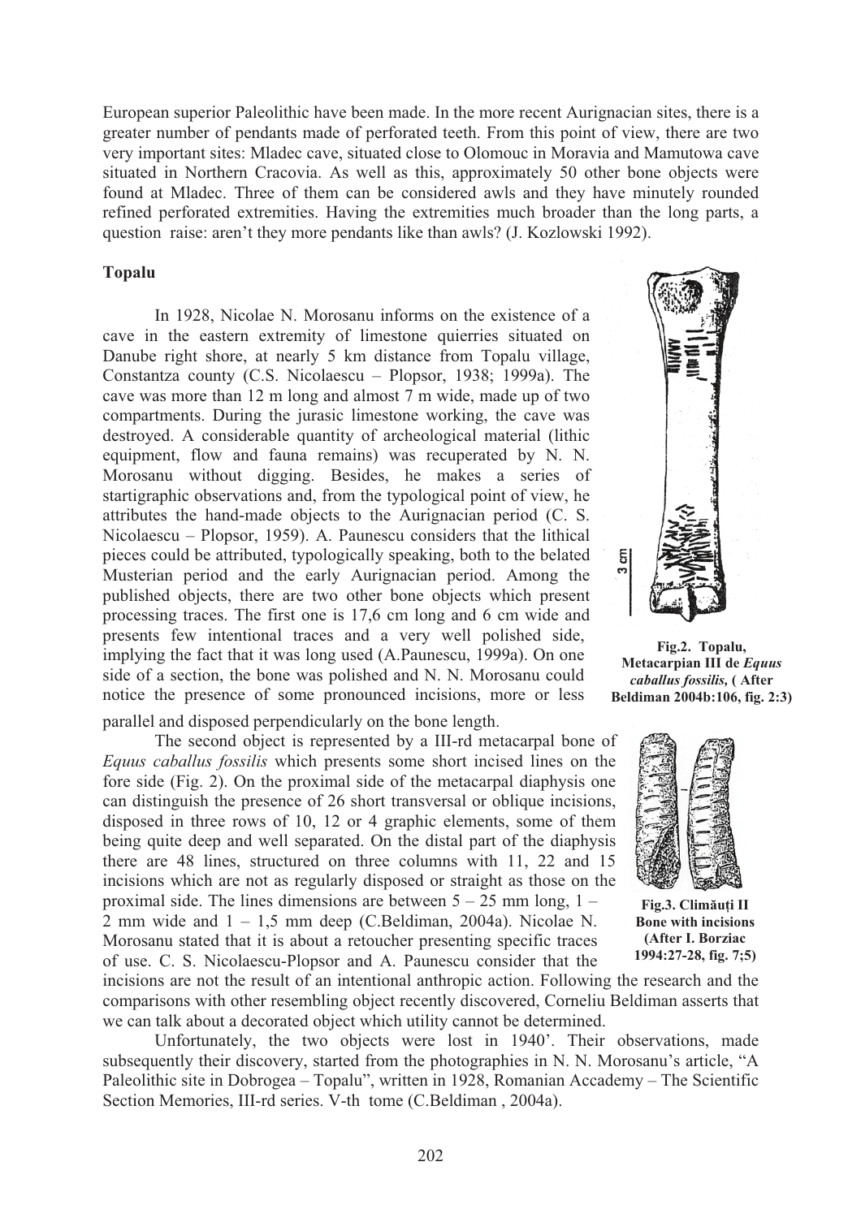European superior Paleolithic have been made. In the more recent Aurignacian sites, there is a greater number of pendants made of perforated teeth. From this point of view, there are two very important sites: Mladec cave, situated close to Olomouc in Moravia and Mamutowa cave situated in Northern Cracovia. As well as this, approximately 50 other bone objects were found at Mladec. Three of them can be considered awls and they have minutely rounded refined perforated extremities. Having the extremities much broader than the long parts, a question raise: aren't they more pendants like than awls? (J. Kozlowski 1992).

**Topalu**

In 1928, Nicolae N. Morosanu informs on the existence of a cave in the eastern extremity of limestone quierries situated on Danube right shore, at nearly 5 km distance from Topalu village, Constantza county (C.S. Nicolaescu – Plopsor, 1938; 1999a). The cave was more than 12 m long and almost 7 m wide, made up of two compartments. During the jurasic limestone working, the cave was destroyed. A considerable quantity of archeological material (lithic equipment, flow and fauna remains) was recuperated by N. N. Morosanu without digging. Besides, he makes a series of startigraphic observations and, from the typological point of view, he attributes the hand-made objects to the Aurignacian period (C. S. Nicolaescu – Plopsor, 1959). A. Paunescu considers that the lithical pieces could be attributed, typologically speaking, both to the belated Musterian period and the early Aurignacian period. Among the published objects, there are two other bone objects which present processing traces. The first one is 17,6 cm long and 6 cm wide and presents few intentional traces and a very well polished side, implying the fact that it was long used (A.Paunescu, 1999a). On one side of a section, the bone was polished and N. N. Morosanu could notice the presence of some pronounced incisions, more or less parallel and disposed perpendicularly on the bone length.

**Fig.2. Topalu, Metacarpian III de *Equus caballus fossilis,* ( After Beldiman 2004b:106, fig. 2:3)**

The second object is represented by a III-rd metacarpal bone of *Equus caballus fossilis* which presents some short incised lines on the fore side (Fig. 2). On the proximal side of the metacarpal diaphysis one can distinguish the presence of 26 short transversal or oblique incisions, disposed in three rows of 10, 12 or 4 graphic elements, some of them being quite deep and well separated. On the distal part of the diaphysis there are 48 lines, structured on three columns with 11, 22 and 15 incisions which are not as regularly disposed or straight as those on the proximal side. The lines dimensions are between 5 – 25 mm long, 1 – 2 mm wide and 1 – 1,5 mm deep (C.Beldiman, 2004a). Nicolae N. Morosanu stated that it is about a retoucher presenting specific traces of use. C. S. Nicolaescu-Plopsor and A. Paunescu consider that the incisions are not the result of an intentional anthropic action. Following the research and the comparisons with other resembling object recently discovered, Corneliu Beldiman asserts that we can talk about a decorated object which utility cannot be determined.

**Fig.3. Climăuți II Bone with incisions (After I. Borziac 1994:27-28, fig. 7;5)**

Unfortunately, the two objects were lost in 1940'. Their observations, made subsequently their discovery, started from the photographies in N. N. Morosanu's article, "A Paleolithic site in Dobrogea – Topalu", written in 1928, Romanian Accademy – The Scientific Section Memories, III-rd series. V-th tome (C.Beldiman , 2004a).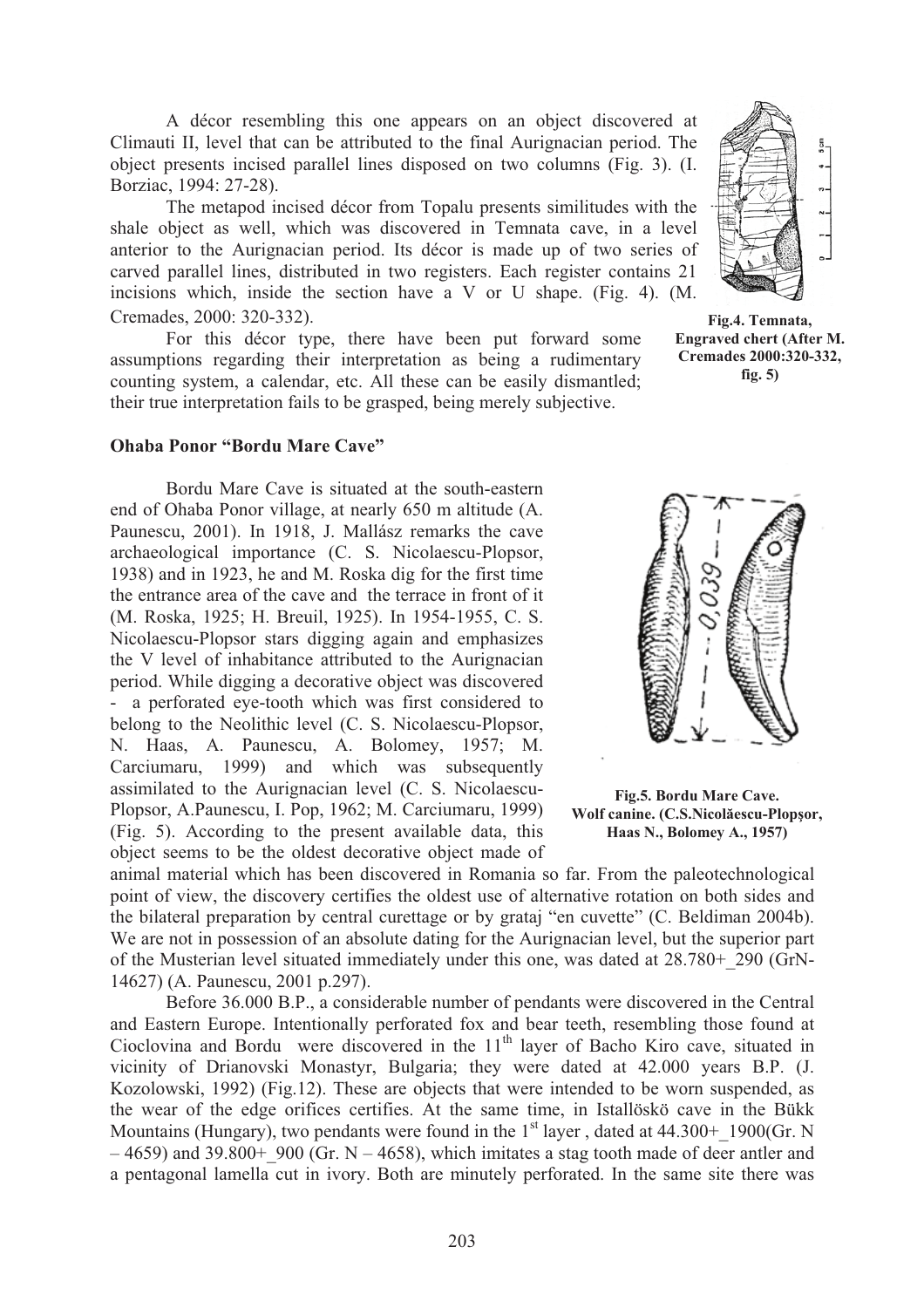A décor resembling this one appears on an object discovered at Climauti II, level that can be attributed to the final Aurignacian period. The object presents incised parallel lines disposed on two columns (Fig. 3). (I. Borziac, 1994: 27-28).

The metapod incised décor from Topalu presents similitudes with the shale object as well, which was discovered in Temnata cave, in a level anterior to the Aurignacian period. Its décor is made up of two series of carved parallel lines, distributed in two registers. Each register contains 21 incisions which, inside the section have a V or U shape. (Fig. 4). (M. Cremades, 2000: 320-332).

**Fig.4. Temnata, Engraved chert (After M. Cremades 2000:320-332, fig. 5)**

For this décor type, there have been put forward some assumptions regarding their interpretation as being a rudimentary counting system, a calendar, etc. All these can be easily dismantled; their true interpretation fails to be grasped, being merely subjective.

**Ohaba Ponor "Bordu Mare Cave"**

Bordu Mare Cave is situated at the south-eastern end of Ohaba Ponor village, at nearly 650 m altitude (A. Paunescu, 2001). In 1918, J. Mallász remarks the cave archaeological importance (C. S. Nicolaescu-Plopsor, 1938) and in 1923, he and M. Roska dig for the first time the entrance area of the cave and the terrace in front of it (M. Roska, 1925; H. Breuil, 1925). In 1954-1955, C. S. Nicolaescu-Plopsor stars digging again and emphasizes the V level of inhabitance attributed to the Aurignacian period. While digging a decorative object was discovered - a perforated eye-tooth which was first considered to belong to the Neolithic level (C. S. Nicolaescu-Plopsor, N. Haas, A. Paunescu, A. Bolomey, 1957; M. Carciumaru, 1999) and which was subsequently assimilated to the Aurignacian level (C. S. Nicolaescu-Plopsor, A.Paunescu, I. Pop, 1962; M. Carciumaru, 1999) (Fig. 5). According to the present available data, this object seems to be the oldest decorative object made of animal material which has been discovered in Romania so far. From the paleotechnological point of view, the discovery certifies the oldest use of alternative rotation on both sides and the bilateral preparation by central curettage or by grataj "en cuvette" (C. Beldiman 2004b). We are not in possession of an absolute dating for the Aurignacian level, but the superior part of the Musterian level situated immediately under this one, was dated at 28.780+_290 (GrN-14627) (A. Paunescu, 2001 p.297).

**Fig.5. Bordu Mare Cave. Wolf canine. (C.S.Nicolăescu-Plopşor, Haas N., Bolomey A., 1957)**

Before 36.000 B.P., a considerable number of pendants were discovered in the Central and Eastern Europe. Intentionally perforated fox and bear teeth, resembling those found at Cioclovina and Bordu were discovered in the 11th layer of Bacho Kiro cave, situated in vicinity of Drianovski Monastyr, Bulgaria; they were dated at 42.000 years B.P. (J. Kozolowski, 1992) (Fig.12). These are objects that were intended to be worn suspended, as the wear of the edge orifices certifies. At the same time, in Istallöskö cave in the Bükk Mountains (Hungary), two pendants were found in the 1st layer , dated at 44.300+_1900(Gr. N – 4659) and 39.800+_900 (Gr. N – 4658), which imitates a stag tooth made of deer antler and a pentagonal lamella cut in ivory. Both are minutely perforated. In the same site there was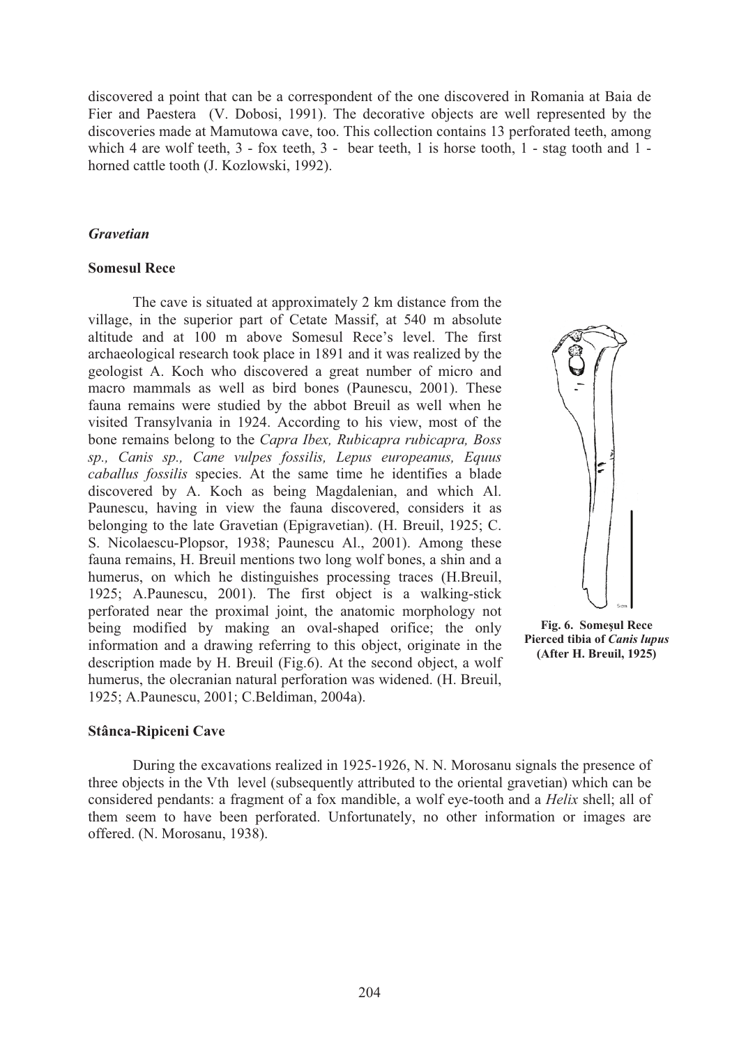discovered a point that can be a correspondent of the one discovered in Romania at Baia de Fier and Paestera (V. Dobosi, 1991). The decorative objects are well represented by the discoveries made at Mamutowa cave, too. This collection contains 13 perforated teeth, among which 4 are wolf teeth, 3 - fox teeth, 3 - bear teeth, 1 is horse tooth, 1 - stag tooth and 1 - horned cattle tooth (J. Kozlowski, 1992).

### *Gravetian*

#### **Somesul Rece**

The cave is situated at approximately 2 km distance from the village, in the superior part of Cetate Massif, at 540 m absolute altitude and at 100 m above Somesul Rece's level. The first archaeological research took place in 1891 and it was realized by the geologist A. Koch who discovered a great number of micro and macro mammals as well as bird bones (Paunescu, 2001). These fauna remains were studied by the abbot Breuil as well when he visited Transylvania in 1924. According to his view, most of the bone remains belong to the *Capra Ibex, Rubicapra rubicapra, Boss sp., Canis sp., Cane vulpes fossilis, Lepus europeanus, Equus caballus fossilis* species. At the same time he identifies a blade discovered by A. Koch as being Magdalenian, and which Al. Paunescu, having in view the fauna discovered, considers it as belonging to the late Gravetian (Epigravetian). (H. Breuil, 1925; C. S. Nicolaescu-Plopsor, 1938; Paunescu Al., 2001). Among these fauna remains, H. Breuil mentions two long wolf bones, a shin and a humerus, on which he distinguishes processing traces (H.Breuil, 1925; A.Paunescu, 2001). The first object is a walking-stick perforated near the proximal joint, the anatomic morphology not being modified by making an oval-shaped orifice; the only information and a drawing referring to this object, originate in the description made by H. Breuil (Fig.6). At the second object, a wolf humerus, the olecranian natural perforation was widened. (H. Breuil, 1925; A.Paunescu, 2001; C.Beldiman, 2004a).

**Fig. 6. Someşul Rece Pierced tibia of *Canis lupus* (After H. Breuil, 1925)**

#### **Stânca-Ripiceni Cave**

During the excavations realized in 1925-1926, N. N. Morosanu signals the presence of three objects in the Vth level (subsequently attributed to the oriental gravetian) which can be considered pendants: a fragment of a fox mandible, a wolf eye-tooth and a *Helix* shell; all of them seem to have been perforated. Unfortunately, no other information or images are offered. (N. Morosanu, 1938).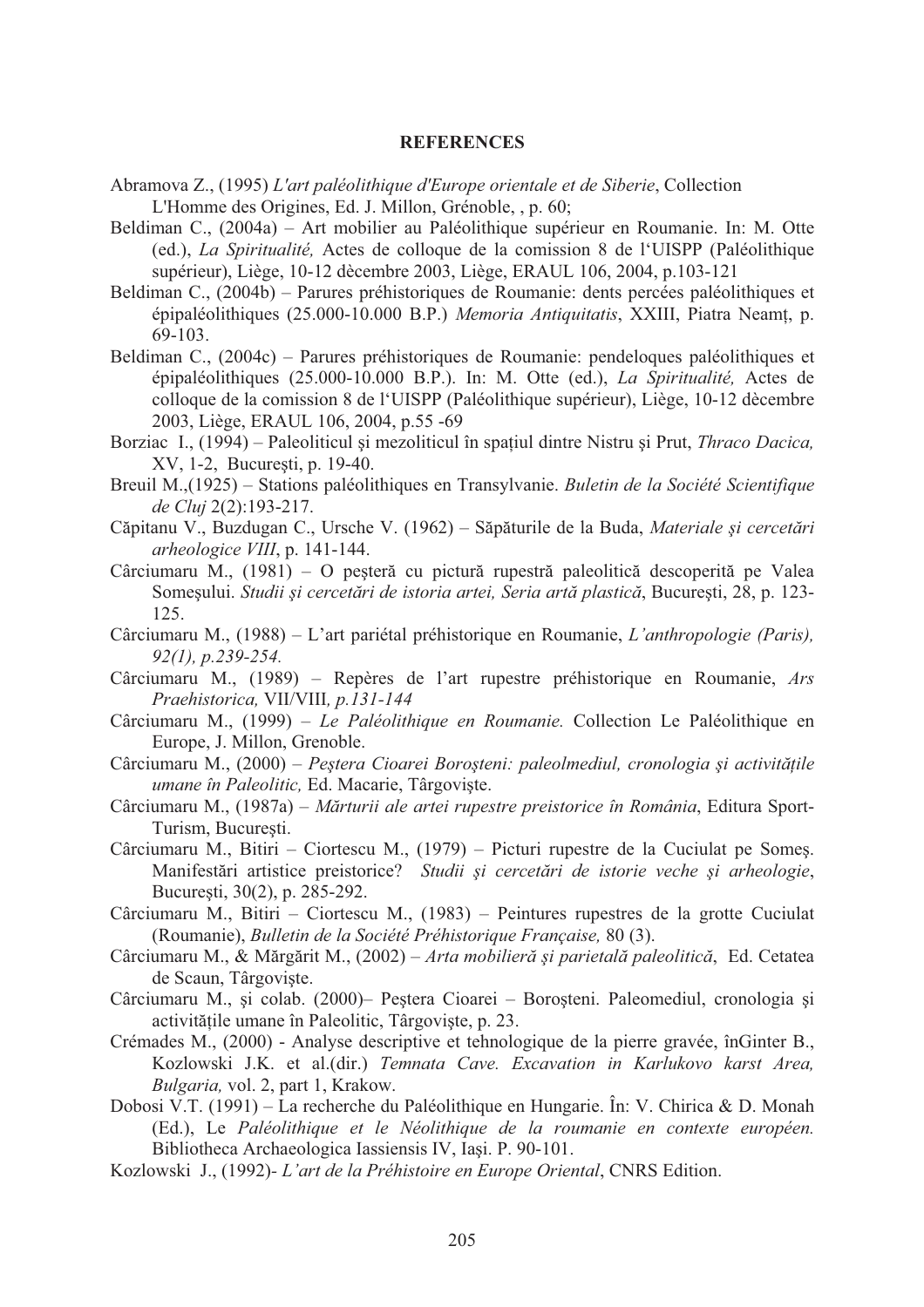**REFERENCES**

Abramova Z., (1995) *L'art paléolithique d'Europe orientale et de Siberie*, Collection L'Homme des Origines, Ed. J. Millon, Grénoble, , p. 60;

Beldiman C., (2004a) – Art mobilier au Paléolithique supérieur en Roumanie. In: M. Otte (ed.), *La Spiritualité,* Actes de colloque de la comission 8 de l'UISPP (Paléolithique supérieur), Liège, 10-12 dècembre 2003, Liège, ERAUL 106, 2004, p.103-121

Beldiman C., (2004b) – Parures préhistoriques de Roumanie: dents percées paléolithiques et épipaléolithiques (25.000-10.000 B.P.) *Memoria Antiquitatis*, XXIII, Piatra Neamț, p. 69-103.

Beldiman C., (2004c) – Parures préhistoriques de Roumanie: pendeloques paléolithiques et épipaléolithiques (25.000-10.000 B.P.). In: M. Otte (ed.), *La Spiritualité,* Actes de colloque de la comission 8 de l'UISPP (Paléolithique supérieur), Liège, 10-12 dècembre 2003, Liège, ERAUL 106, 2004, p.55 -69

Borziac I., (1994) – Paleoliticul și mezoliticul în spațiul dintre Nistru și Prut, *Thraco Dacica,* XV, 1-2, București, p. 19-40.

Breuil M.,(1925) – Stations paléolithiques en Transylvanie. *Buletin de la Société Scientifique de Cluj* 2(2):193-217.

Căpitanu V., Buzdugan C., Ursche V. (1962) – Săpăturile de la Buda, *Materiale și cercetări arheologice VIII*, p. 141-144.

Cârciumaru M., (1981) – O peșteră cu pictură rupestră paleolitică descoperită pe Valea Someșului. *Studii și cercetări de istoria artei, Seria artă plastică*, București, 28, p. 123-125.

Cârciumaru M., (1988) – L'art pariétal préhistorique en Roumanie, *L'anthropologie (Paris), 92(1), p.239-254.*

Cârciumaru M., (1989) – Repères de l'art rupestre préhistorique en Roumanie, *Ars Praehistorica,* VII/VIII*, p.131-144*

Cârciumaru M., (1999) – *Le Paléolithique en Roumanie.* Collection Le Paléolithique en Europe, J. Millon, Grenoble.

Cârciumaru M., (2000) – *Peștera Cioarei Boroșteni: paleolmediul, cronologia și activitățile umane în Paleolitic,* Ed. Macarie, Târgoviște.

Cârciumaru M., (1987a) – *Mărturii ale artei rupestre preistorice în România*, Editura Sport-Turism, București.

Cârciumaru M., Bitiri – Ciortescu M., (1979) – Picturi rupestre de la Cuciulat pe Someș. Manifestări artistice preistorice? *Studii și cercetări de istorie veche și arheologie*, București, 30(2), p. 285-292.

Cârciumaru M., Bitiri – Ciortescu M., (1983) – Peintures rupestres de la grotte Cuciulat (Roumanie), *Bulletin de la Société Préhistorique Française,* 80 (3).

Cârciumaru M., & Mărgărit M., (2002) – *Arta mobilieră și parietală paleolitică*, Ed. Cetatea de Scaun, Târgoviște.

Cârciumaru M., și colab. (2000)– Peștera Cioarei – Boroșteni. Paleomediul, cronologia și activitățile umane în Paleolitic, Târgoviște, p. 23.

Crémades M., (2000) - Analyse descriptive et tehnologique de la pierre gravée, înGinter B., Kozlowski J.K. et al.(dir.) *Temnata Cave. Excavation in Karlukovo karst Area, Bulgaria,* vol. 2, part 1, Krakow.

Dobosi V.T. (1991) – La recherche du Paléolithique en Hungarie. În: V. Chirica & D. Monah (Ed.), Le *Paléolithique et le Néolithique de la roumanie en contexte européen.* Bibliotheca Archaeologica Iassiensis IV, Iași. P. 90-101.

Kozlowski J., (1992)- *L'art de la Préhistoire en Europe Oriental*, CNRS Edition.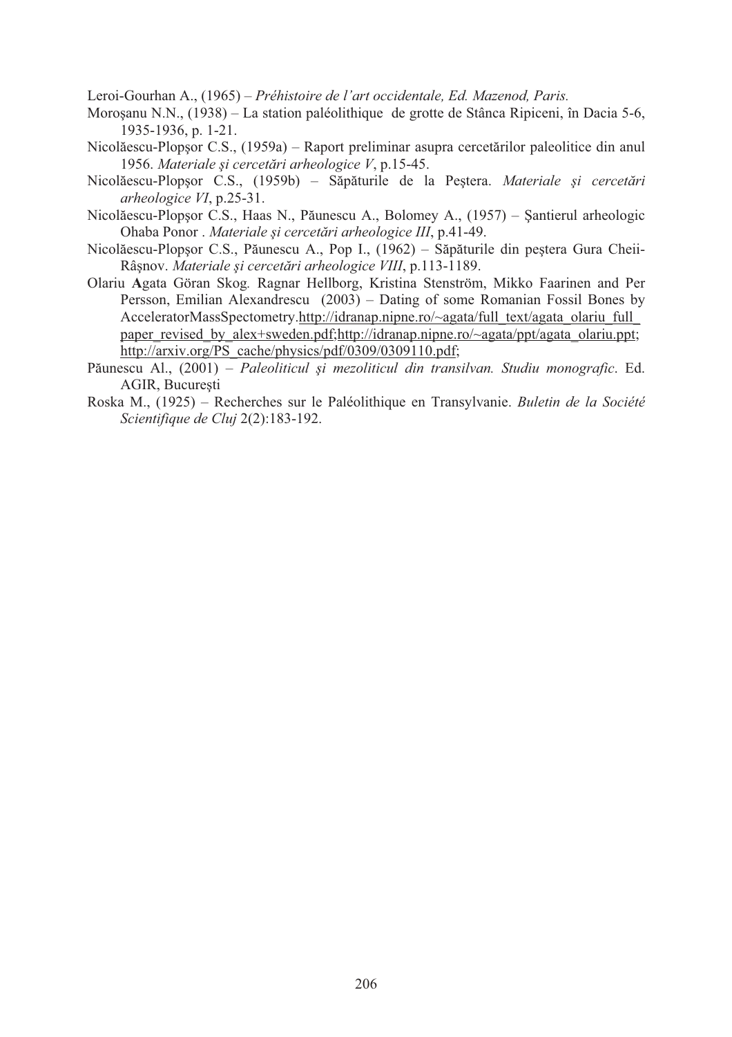Leroi-Gourhan A., (1965) – *Préhistoire de l'art occidentale, Ed. Mazenod, Paris.*

Moroşanu N.N., (1938) – La station paléolithique de grotte de Stânca Ripiceni, în Dacia 5-6, 1935-1936, p. 1-21.

Nicolăescu-Plopşor C.S., (1959a) – Raport preliminar asupra cercetărilor paleolitice din anul 1956. *Materiale şi cercetări arheologice V*, p.15-45.

Nicolăescu-Plopşor C.S., (1959b) – Săpăturile de la Peştera. *Materiale şi cercetări arheologice VI*, p.25-31.

Nicolăescu-Plopşor C.S., Haas N., Păunescu A., Bolomey A., (1957) – Şantierul arheologic Ohaba Ponor . *Materiale şi cercetări arheologice III*, p.41-49.

Nicolăescu-Plopşor C.S., Păunescu A., Pop I., (1962) – Săpăturile din peştera Gura Cheii-Râşnov. *Materiale şi cercetări arheologice VIII*, p.113-1189.

Olariu **A**gata Göran Skog*.* Ragnar Hellborg, Kristina Stenström, Mikko Faarinen and Per Persson, Emilian Alexandrescu (2003) – Dating of some Romanian Fossil Bones by AcceleratorMassSpectometry.http://idranap.nipne.ro/~agata/full_text/agata_olariu_full_paper_revised_by_alex+sweden.pdf;http://idranap.nipne.ro/~agata/ppt/agata_olariu.ppt; http://arxiv.org/PS_cache/physics/pdf/0309/0309110.pdf;

Păunescu Al., (2001) – *Paleoliticul şi mezoliticul din transilvan. Studiu monografic*. Ed. AGIR, Bucureşti

Roska M., (1925) – Recherches sur le Paléolithique en Transylvanie. *Buletin de la Société Scientifique de Cluj* 2(2):183-192.